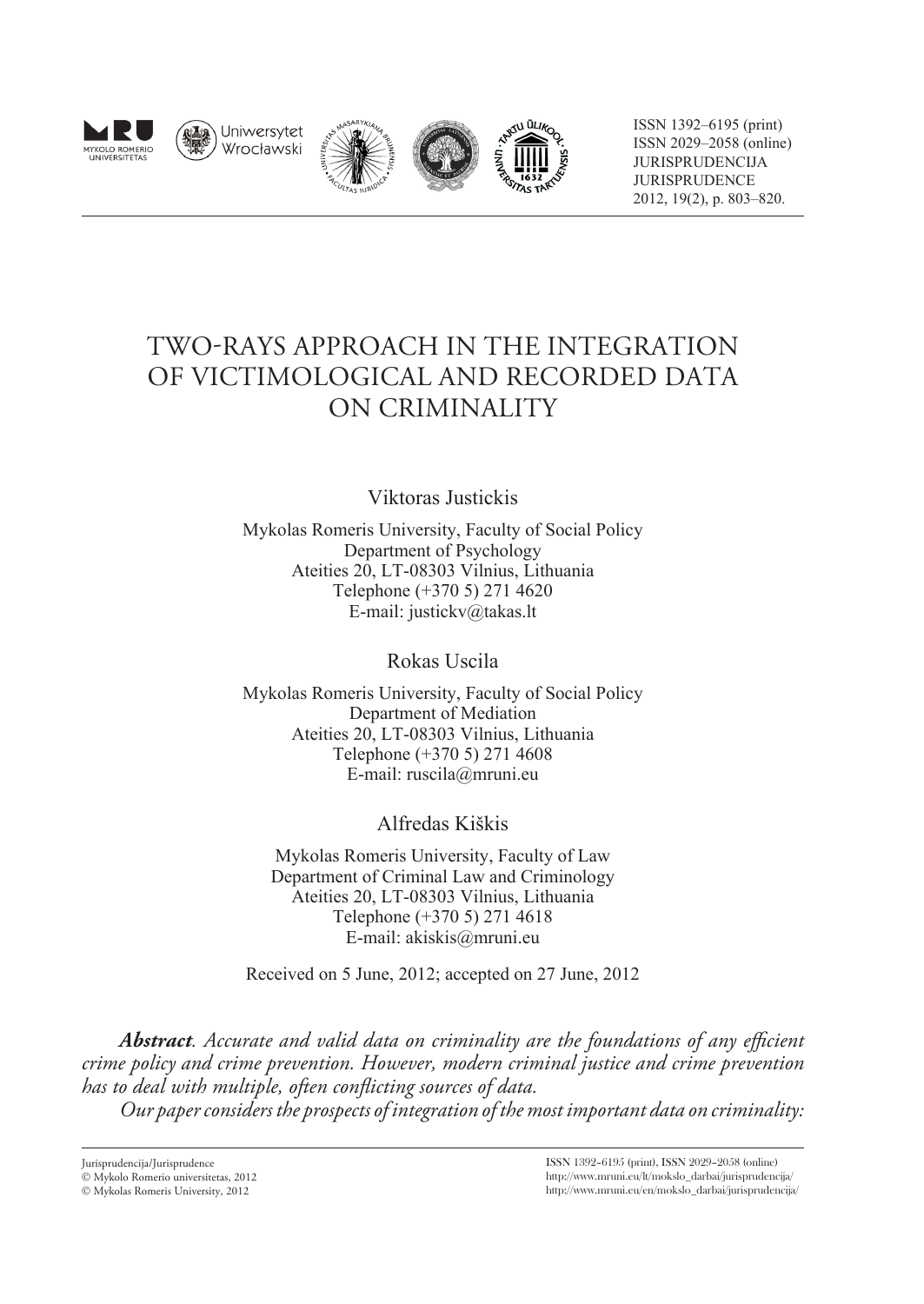ISSN 1392–6195 (print)
ISSN 2029–2058 (online)
JURISPRUDENCIJA
JURISPRUDENCE
2012, 19(2), p. 803–820.

# TWO-RAYS APPROACH IN THE INTEGRATION OF VICTIMOLOGICAL AND RECORDED DATA ON CRIMINALITY

Viktoras Justickis

Mykolas Romeris University, Faculty of Social Policy
Department of Psychology
Ateities 20, LT-08303 Vilnius, Lithuania
Telephone (+370 5) 271 4620
E-mail: justickv@takas.lt

Rokas Uscila

Mykolas Romeris University, Faculty of Social Policy
Department of Mediation
Ateities 20, LT-08303 Vilnius, Lithuania
Telephone (+370 5) 271 4608
E-mail: ruscila@mruni.eu

Alfredas Kiškis

Mykolas Romeris University, Faculty of Law
Department of Criminal Law and Criminology
Ateities 20, LT-08303 Vilnius, Lithuania
Telephone (+370 5) 271 4618
E-mail: akiskis@mruni.eu

Received on 5 June, 2012; accepted on 27 June, 2012

***Abstract**. Accurate and valid data on criminality are the foundations of any efficient crime policy and crime prevention. However, modern criminal justice and crime prevention has to deal with multiple, often conflicting sources of data.*

*Our paper considers the prospects of integration of the most important data on criminality:*

Jurisprudencija/Jurisprudence
© Mykolo Romerio universitetas, 2012
© Mykolas Romeris University, 2012

ISSN 1392-6195 (print), ISSN 2029-2058 (online)
http://www.mruni.eu/lt/mokslo_darbai/jurisprudencija/
http://www.mruni.eu/en/mokslo_darbai/jurisprudencija/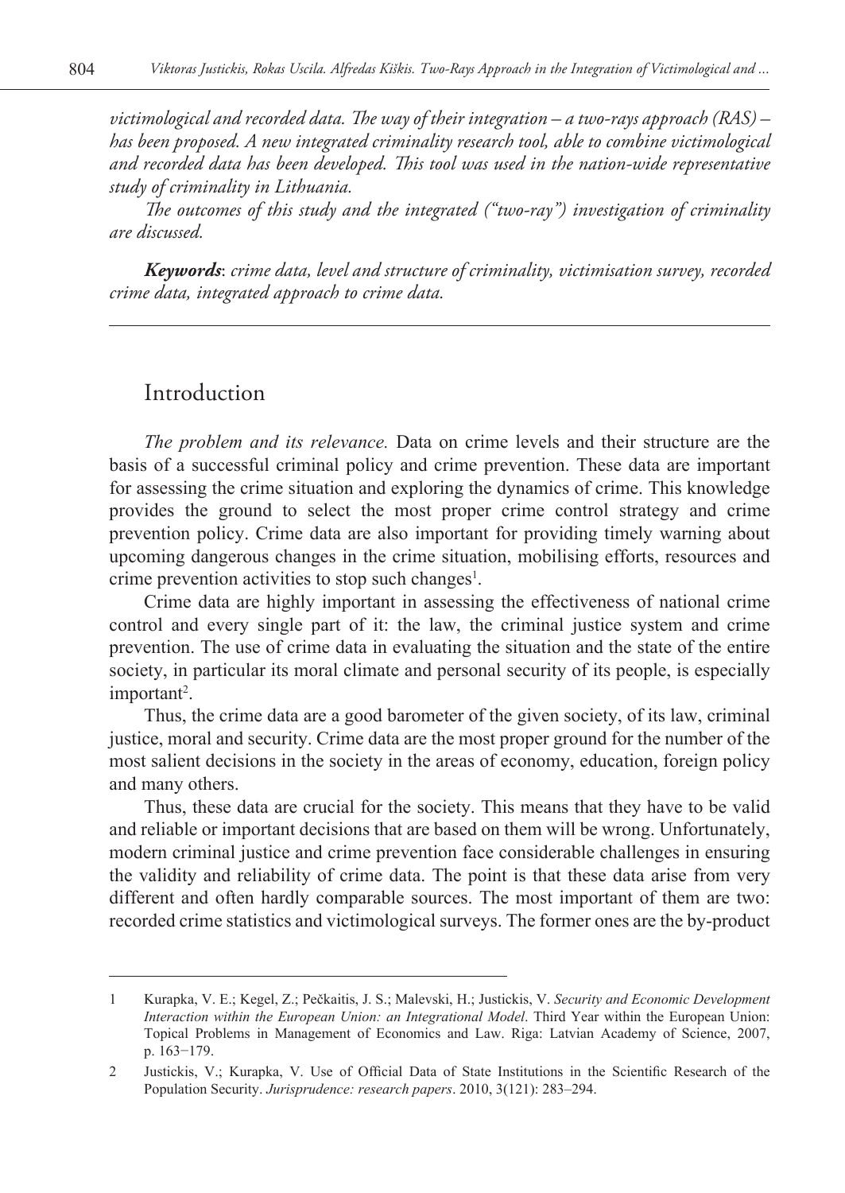*victimological and recorded data. The way of their integration – a two-rays approach (RAS) – has been proposed. A new integrated criminality research tool, able to combine victimological and recorded data has been developed. This tool was used in the nation-wide representative study of criminality in Lithuania.*

*The outcomes of this study and the integrated ("two-ray") investigation of criminality are discussed.*

***Keywords***: *crime data, level and structure of criminality, victimisation survey, recorded crime data, integrated approach to crime data.*

## Introduction

*The problem and its relevance.* Data on crime levels and their structure are the basis of a successful criminal policy and crime prevention. These data are important for assessing the crime situation and exploring the dynamics of crime. This knowledge provides the ground to select the most proper crime control strategy and crime prevention policy. Crime data are also important for providing timely warning about upcoming dangerous changes in the crime situation, mobilising efforts, resources and crime prevention activities to stop such changes[1].

Crime data are highly important in assessing the effectiveness of national crime control and every single part of it: the law, the criminal justice system and crime prevention. The use of crime data in evaluating the situation and the state of the entire society, in particular its moral climate and personal security of its people, is especially important[2].

Thus, the crime data are a good barometer of the given society, of its law, criminal justice, moral and security. Crime data are the most proper ground for the number of the most salient decisions in the society in the areas of economy, education, foreign policy and many others.

Thus, these data are crucial for the society. This means that they have to be valid and reliable or important decisions that are based on them will be wrong. Unfortunately, modern criminal justice and crime prevention face considerable challenges in ensuring the validity and reliability of crime data. The point is that these data arise from very different and often hardly comparable sources. The most important of them are two: recorded crime statistics and victimological surveys. The former ones are the by-product

---

1 Kurapka, V. E.; Kegel, Z.; Pečkaitis, J. S.; Malevski, H.; Justickis, V. *Security and Economic Development Interaction within the European Union: an Integrational Model*. Third Year within the European Union: Topical Problems in Management of Economics and Law. Riga: Latvian Academy of Science, 2007, p. 163−179.

2 Justickis, V.; Kurapka, V. Use of Official Data of State Institutions in the Scientific Research of the Population Security. *Jurisprudence: research papers*. 2010, 3(121): 283–294.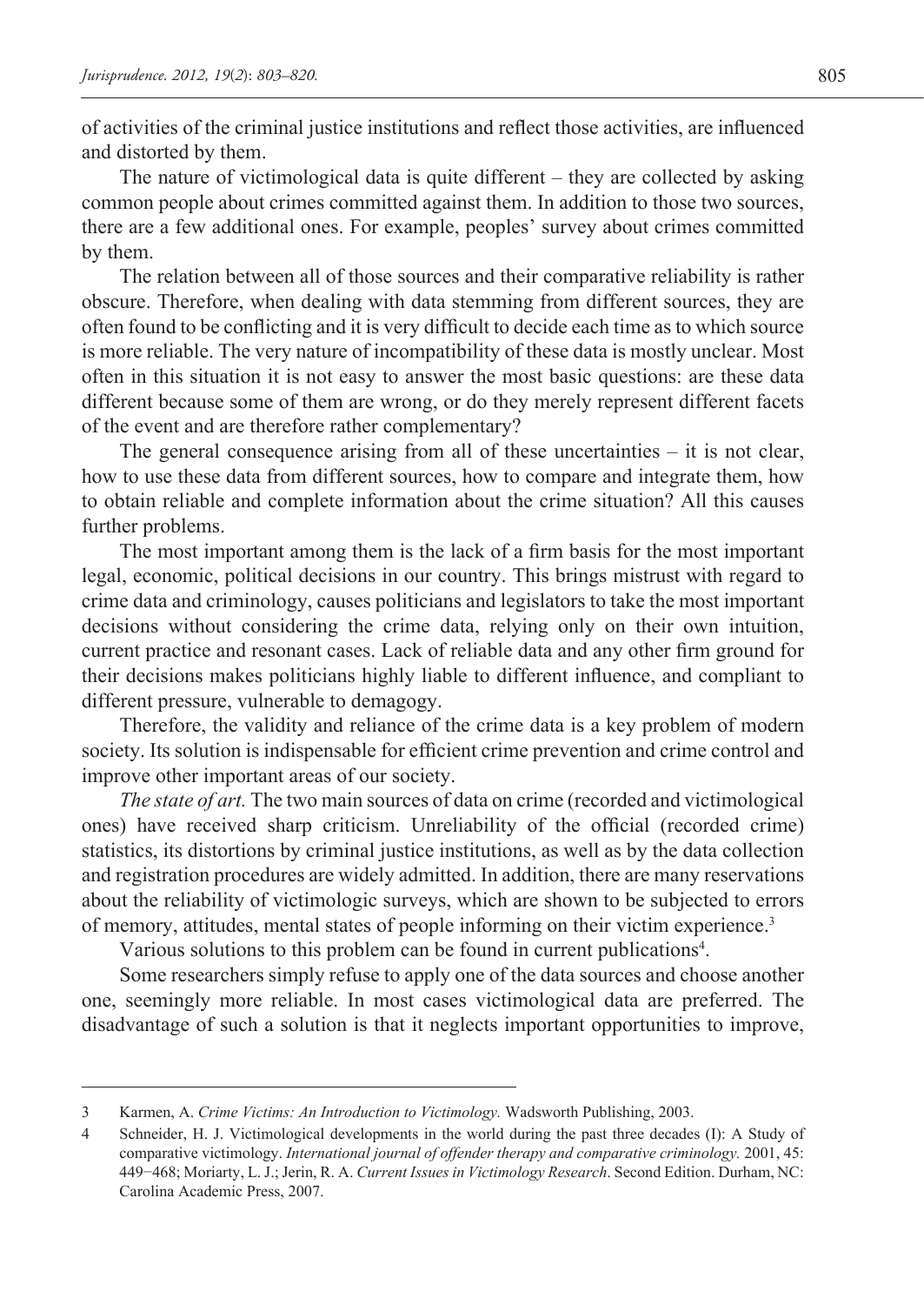of activities of the criminal justice institutions and reflect those activities, are influenced and distorted by them.

The nature of victimological data is quite different – they are collected by asking common people about crimes committed against them. In addition to those two sources, there are a few additional ones. For example, peoples' survey about crimes committed by them.

The relation between all of those sources and their comparative reliability is rather obscure. Therefore, when dealing with data stemming from different sources, they are often found to be conflicting and it is very difficult to decide each time as to which source is more reliable. The very nature of incompatibility of these data is mostly unclear. Most often in this situation it is not easy to answer the most basic questions: are these data different because some of them are wrong, or do they merely represent different facets of the event and are therefore rather complementary?

The general consequence arising from all of these uncertainties – it is not clear, how to use these data from different sources, how to compare and integrate them, how to obtain reliable and complete information about the crime situation? All this causes further problems.

The most important among them is the lack of a firm basis for the most important legal, economic, political decisions in our country. This brings mistrust with regard to crime data and criminology, causes politicians and legislators to take the most important decisions without considering the crime data, relying only on their own intuition, current practice and resonant cases. Lack of reliable data and any other firm ground for their decisions makes politicians highly liable to different influence, and compliant to different pressure, vulnerable to demagogy.

Therefore, the validity and reliance of the crime data is a key problem of modern society. Its solution is indispensable for efficient crime prevention and crime control and improve other important areas of our society.

*The state of art.* The two main sources of data on crime (recorded and victimological ones) have received sharp criticism. Unreliability of the official (recorded crime) statistics, its distortions by criminal justice institutions, as well as by the data collection and registration procedures are widely admitted. In addition, there are many reservations about the reliability of victimologic surveys, which are shown to be subjected to errors of memory, attitudes, mental states of people informing on their victim experience.[3]

Various solutions to this problem can be found in current publications[4].

Some researchers simply refuse to apply one of the data sources and choose another one, seemingly more reliable. In most cases victimological data are preferred. The disadvantage of such a solution is that it neglects important opportunities to improve,

---

3 Karmen, A. *Crime Victims: An Introduction to Victimology.* Wadsworth Publishing, 2003.

4 Schneider, H. J. Victimological developments in the world during the past three decades (I): A Study of comparative victimology. *International journal of offender therapy and comparative criminology.* 2001, 45: 449−468; Moriarty, L. J.; Jerin, R. A. *Current Issues in Victimology Research*. Second Edition. Durham, NC: Carolina Academic Press, 2007.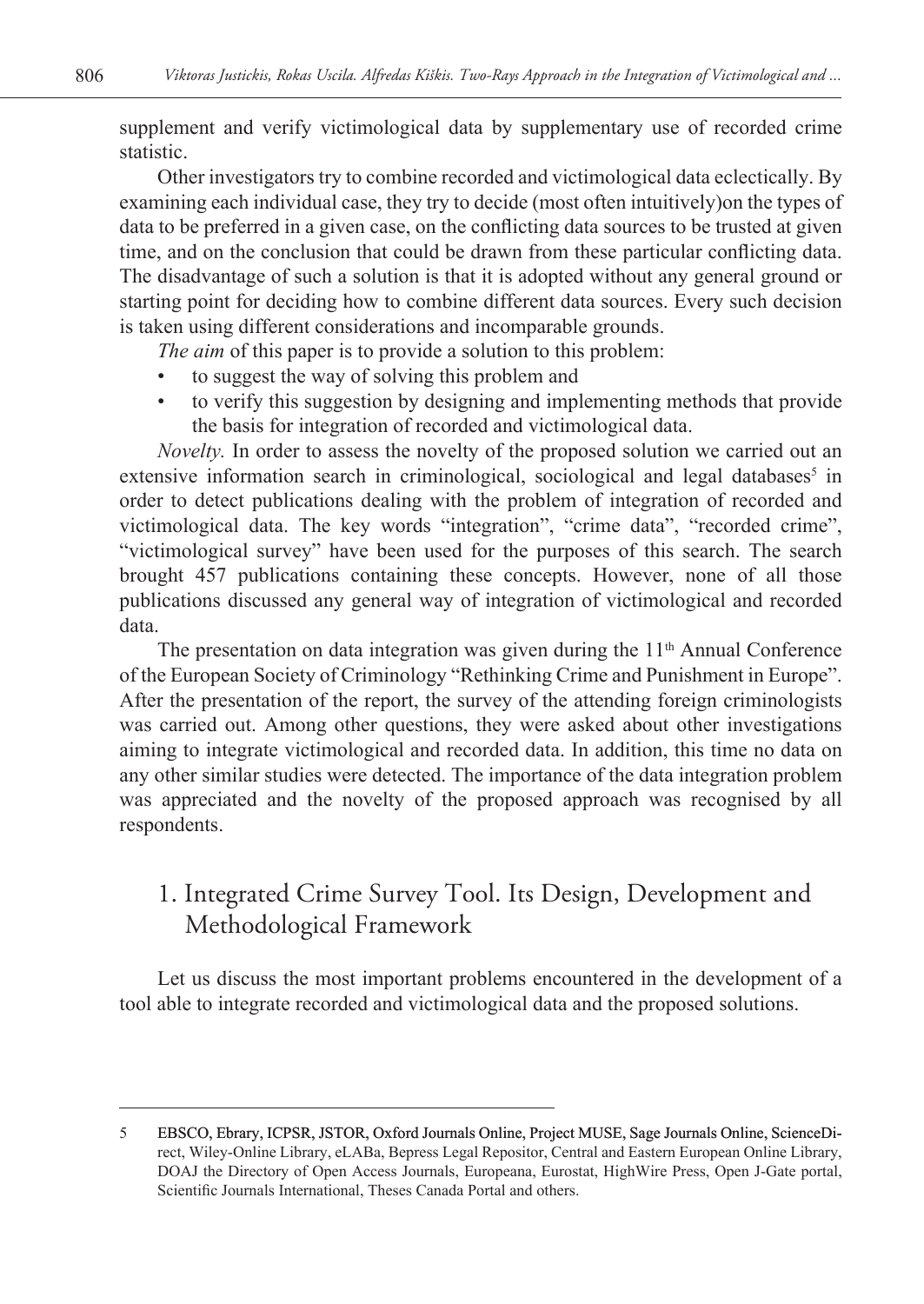supplement and verify victimological data by supplementary use of recorded crime statistic.

Other investigators try to combine recorded and victimological data eclectically. By examining each individual case, they try to decide (most often intuitively)on the types of data to be preferred in a given case, on the conflicting data sources to be trusted at given time, and on the conclusion that could be drawn from these particular conflicting data. The disadvantage of such a solution is that it is adopted without any general ground or starting point for deciding how to combine different data sources. Every such decision is taken using different considerations and incomparable grounds.

*The aim* of this paper is to provide a solution to this problem:

- to suggest the way of solving this problem and
- to verify this suggestion by designing and implementing methods that provide the basis for integration of recorded and victimological data.

*Novelty.* In order to assess the novelty of the proposed solution we carried out an extensive information search in criminological, sociological and legal databases[5] in order to detect publications dealing with the problem of integration of recorded and victimological data. The key words "integration", "crime data", "recorded crime", "victimological survey" have been used for the purposes of this search. The search brought 457 publications containing these concepts. However, none of all those publications discussed any general way of integration of victimological and recorded data.

The presentation on data integration was given during the 11th Annual Conference of the European Society of Criminology "Rethinking Crime and Punishment in Europe". After the presentation of the report, the survey of the attending foreign criminologists was carried out. Among other questions, they were asked about other investigations aiming to integrate victimological and recorded data. In addition, this time no data on any other similar studies were detected. The importance of the data integration problem was appreciated and the novelty of the proposed approach was recognised by all respondents.

## 1. Integrated Crime Survey Tool. Its Design, Development and Methodological Framework

Let us discuss the most important problems encountered in the development of a tool able to integrate recorded and victimological data and the proposed solutions.

---

5 EBSCO, Ebrary, ICPSR, JSTOR, Oxford Journals Online, Project MUSE, Sage Journals Online, ScienceDirect, Wiley-Online Library, eLABa, Bepress Legal Repositor, Central and Eastern European Online Library, DOAJ the Directory of Open Access Journals, Europeana, Eurostat, HighWire Press, Open J-Gate portal, Scientific Journals International, Theses Canada Portal and others.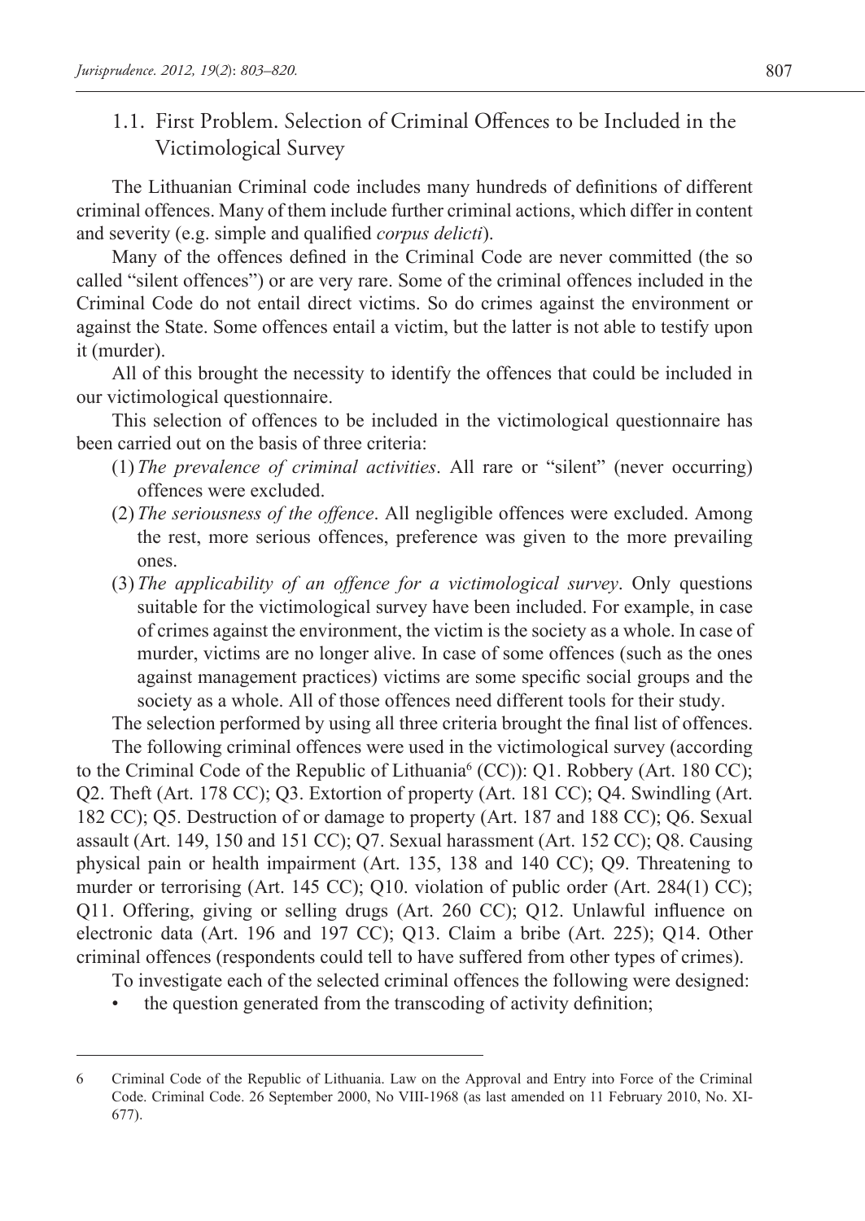## 1.1. First Problem. Selection of Criminal Offences to be Included in the Victimological Survey

The Lithuanian Criminal code includes many hundreds of definitions of different criminal offences. Many of them include further criminal actions, which differ in content and severity (e.g. simple and qualified *corpus delicti*).

Many of the offences defined in the Criminal Code are never committed (the so called "silent offences") or are very rare. Some of the criminal offences included in the Criminal Code do not entail direct victims. So do crimes against the environment or against the State. Some offences entail a victim, but the latter is not able to testify upon it (murder).

All of this brought the necessity to identify the offences that could be included in our victimological questionnaire.

This selection of offences to be included in the victimological questionnaire has been carried out on the basis of three criteria:

(1) *The prevalence of criminal activities*. All rare or "silent" (never occurring) offences were excluded.

(2) *The seriousness of the offence*. All negligible offences were excluded. Among the rest, more serious offences, preference was given to the more prevailing ones.

(3) *The applicability of an offence for a victimological survey*. Only questions suitable for the victimological survey have been included. For example, in case of crimes against the environment, the victim is the society as a whole. In case of murder, victims are no longer alive. In case of some offences (such as the ones against management practices) victims are some specific social groups and the society as a whole. All of those offences need different tools for their study.

The selection performed by using all three criteria brought the final list of offences.

The following criminal offences were used in the victimological survey (according to the Criminal Code of the Republic of Lithuania[6] (CC)): Q1. Robbery (Art. 180 CC); Q2. Theft (Art. 178 CC); Q3. Extortion of property (Art. 181 CC); Q4. Swindling (Art. 182 CC); Q5. Destruction of or damage to property (Art. 187 and 188 CC); Q6. Sexual assault (Art. 149, 150 and 151 CC); Q7. Sexual harassment (Art. 152 CC); Q8. Causing physical pain or health impairment (Art. 135, 138 and 140 CC); Q9. Threatening to murder or terrorising (Art. 145 CC); Q10. violation of public order (Art. 284(1) CC); Q11. Offering, giving or selling drugs (Art. 260 CC); Q12. Unlawful influence on electronic data (Art. 196 and 197 CC); Q13. Claim a bribe (Art. 225); Q14. Other criminal offences (respondents could tell to have suffered from other types of crimes).

To investigate each of the selected criminal offences the following were designed:

- the question generated from the transcoding of activity definition;

---

6 Criminal Code of the Republic of Lithuania. Law on the Approval and Entry into Force of the Criminal Code. Criminal Code. 26 September 2000, No VIII-1968 (as last amended on 11 February 2010, No. XI-677).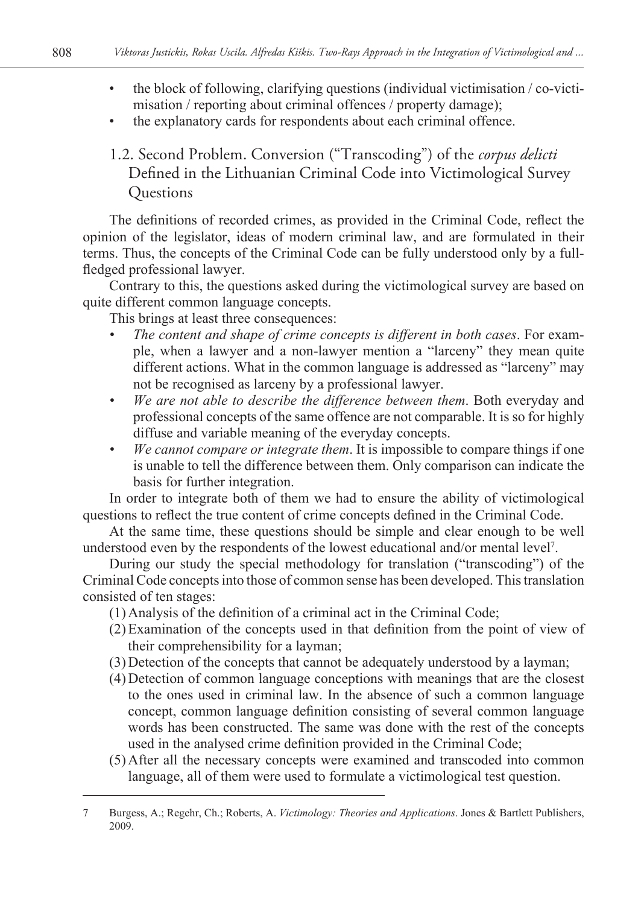- the block of following, clarifying questions (individual victimisation / co-victimisation / reporting about criminal offences / property damage);
- the explanatory cards for respondents about each criminal offence.

### 1.2. Second Problem. Conversion ("Transcoding") of the *corpus delicti* Defined in the Lithuanian Criminal Code into Victimological Survey Questions

The definitions of recorded crimes, as provided in the Criminal Code, reflect the opinion of the legislator, ideas of modern criminal law, and are formulated in their terms. Thus, the concepts of the Criminal Code can be fully understood only by a full-fledged professional lawyer.

Contrary to this, the questions asked during the victimological survey are based on quite different common language concepts.

This brings at least three consequences:

- *The content and shape of crime concepts is different in both cases*. For example, when a lawyer and a non-lawyer mention a "larceny" they mean quite different actions. What in the common language is addressed as "larceny" may not be recognised as larceny by a professional lawyer.
- *We are not able to describe the difference between them*. Both everyday and professional concepts of the same offence are not comparable. It is so for highly diffuse and variable meaning of the everyday concepts.
- *We cannot compare or integrate them*. It is impossible to compare things if one is unable to tell the difference between them. Only comparison can indicate the basis for further integration.

In order to integrate both of them we had to ensure the ability of victimological questions to reflect the true content of crime concepts defined in the Criminal Code.

At the same time, these questions should be simple and clear enough to be well understood even by the respondents of the lowest educational and/or mental level[7].

During our study the special methodology for translation ("transcoding") of the Criminal Code concepts into those of common sense has been developed. This translation consisted of ten stages:

(1) Analysis of the definition of a criminal act in the Criminal Code;

(2) Examination of the concepts used in that definition from the point of view of their comprehensibility for a layman;

(3) Detection of the concepts that cannot be adequately understood by a layman;

(4) Detection of common language conceptions with meanings that are the closest to the ones used in criminal law. In the absence of such a common language concept, common language definition consisting of several common language words has been constructed. The same was done with the rest of the concepts used in the analysed crime definition provided in the Criminal Code;

(5) After all the necessary concepts were examined and transcoded into common language, all of them were used to formulate a victimological test question.

---

7 Burgess, A.; Regehr, Ch.; Roberts, A. *Victimology: Theories and Applications*. Jones & Bartlett Publishers, 2009.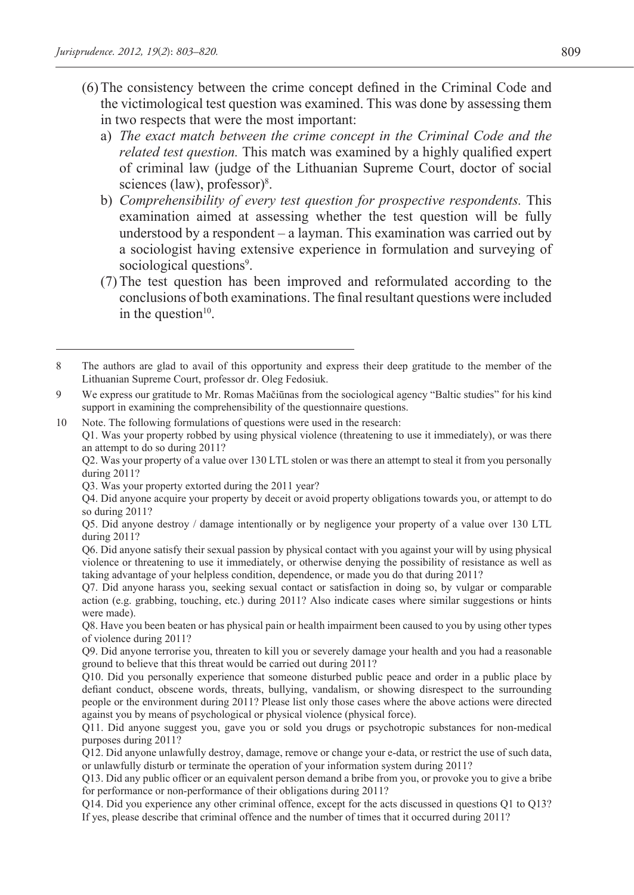(6) The consistency between the crime concept defined in the Criminal Code and the victimological test question was examined. This was done by assessing them in two respects that were the most important:

   a) *The exact match between the crime concept in the Criminal Code and the related test question.* This match was examined by a highly qualified expert of criminal law (judge of the Lithuanian Supreme Court, doctor of social sciences (law), professor)[8].

   b) *Comprehensibility of every test question for prospective respondents.* This examination aimed at assessing whether the test question will be fully understood by a respondent – a layman. This examination was carried out by a sociologist having extensive experience in formulation and surveying of sociological questions[9].

(7) The test question has been improved and reformulated according to the conclusions of both examinations. The final resultant questions were included in the question[10].

---

8 The authors are glad to avail of this opportunity and express their deep gratitude to the member of the Lithuanian Supreme Court, professor dr. Oleg Fedosiuk.

9 We express our gratitude to Mr. Romas Mačiūnas from the sociological agency "Baltic studies" for his kind support in examining the comprehensibility of the questionnaire questions.

10 Note. The following formulations of questions were used in the research:
Q1. Was your property robbed by using physical violence (threatening to use it immediately), or was there an attempt to do so during 2011?
Q2. Was your property of a value over 130 LTL stolen or was there an attempt to steal it from you personally during 2011?
Q3. Was your property extorted during the 2011 year?
Q4. Did anyone acquire your property by deceit or avoid property obligations towards you, or attempt to do so during 2011?
Q5. Did anyone destroy / damage intentionally or by negligence your property of a value over 130 LTL during 2011?
Q6. Did anyone satisfy their sexual passion by physical contact with you against your will by using physical violence or threatening to use it immediately, or otherwise denying the possibility of resistance as well as taking advantage of your helpless condition, dependence, or made you do that during 2011?
Q7. Did anyone harass you, seeking sexual contact or satisfaction in doing so, by vulgar or comparable action (e.g. grabbing, touching, etc.) during 2011? Also indicate cases where similar suggestions or hints were made).
Q8. Have you been beaten or has physical pain or health impairment been caused to you by using other types of violence during 2011?
Q9. Did anyone terrorise you, threaten to kill you or severely damage your health and you had a reasonable ground to believe that this threat would be carried out during 2011?
Q10. Did you personally experience that someone disturbed public peace and order in a public place by defiant conduct, obscene words, threats, bullying, vandalism, or showing disrespect to the surrounding people or the environment during 2011? Please list only those cases where the above actions were directed against you by means of psychological or physical violence (physical force).
Q11. Did anyone suggest you, gave you or sold you drugs or psychotropic substances for non-medical purposes during 2011?
Q12. Did anyone unlawfully destroy, damage, remove or change your e-data, or restrict the use of such data, or unlawfully disturb or terminate the operation of your information system during 2011?
Q13. Did any public officer or an equivalent person demand a bribe from you, or provoke you to give a bribe for performance or non-performance of their obligations during 2011?
Q14. Did you experience any other criminal offence, except for the acts discussed in questions Q1 to Q13? If yes, please describe that criminal offence and the number of times that it occurred during 2011?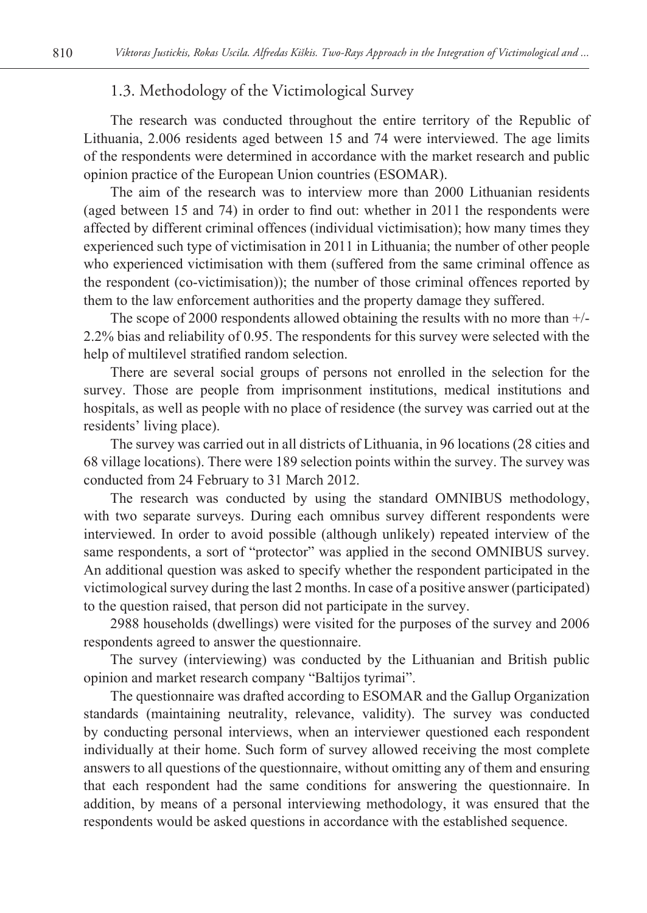### 1.3. Methodology of the Victimological Survey

The research was conducted throughout the entire territory of the Republic of Lithuania, 2.006 residents aged between 15 and 74 were interviewed. The age limits of the respondents were determined in accordance with the market research and public opinion practice of the European Union countries (ESOMAR).

The aim of the research was to interview more than 2000 Lithuanian residents (aged between 15 and 74) in order to find out: whether in 2011 the respondents were affected by different criminal offences (individual victimisation); how many times they experienced such type of victimisation in 2011 in Lithuania; the number of other people who experienced victimisation with them (suffered from the same criminal offence as the respondent (co-victimisation)); the number of those criminal offences reported by them to the law enforcement authorities and the property damage they suffered.

The scope of 2000 respondents allowed obtaining the results with no more than +/- 2.2% bias and reliability of 0.95. The respondents for this survey were selected with the help of multilevel stratified random selection.

There are several social groups of persons not enrolled in the selection for the survey. Those are people from imprisonment institutions, medical institutions and hospitals, as well as people with no place of residence (the survey was carried out at the residents' living place).

The survey was carried out in all districts of Lithuania, in 96 locations (28 cities and 68 village locations). There were 189 selection points within the survey. The survey was conducted from 24 February to 31 March 2012.

The research was conducted by using the standard OMNIBUS methodology, with two separate surveys. During each omnibus survey different respondents were interviewed. In order to avoid possible (although unlikely) repeated interview of the same respondents, a sort of "protector" was applied in the second OMNIBUS survey. An additional question was asked to specify whether the respondent participated in the victimological survey during the last 2 months. In case of a positive answer (participated) to the question raised, that person did not participate in the survey.

2988 households (dwellings) were visited for the purposes of the survey and 2006 respondents agreed to answer the questionnaire.

The survey (interviewing) was conducted by the Lithuanian and British public opinion and market research company "Baltijos tyrimai".

The questionnaire was drafted according to ESOMAR and the Gallup Organization standards (maintaining neutrality, relevance, validity). The survey was conducted by conducting personal interviews, when an interviewer questioned each respondent individually at their home. Such form of survey allowed receiving the most complete answers to all questions of the questionnaire, without omitting any of them and ensuring that each respondent had the same conditions for answering the questionnaire. In addition, by means of a personal interviewing methodology, it was ensured that the respondents would be asked questions in accordance with the established sequence.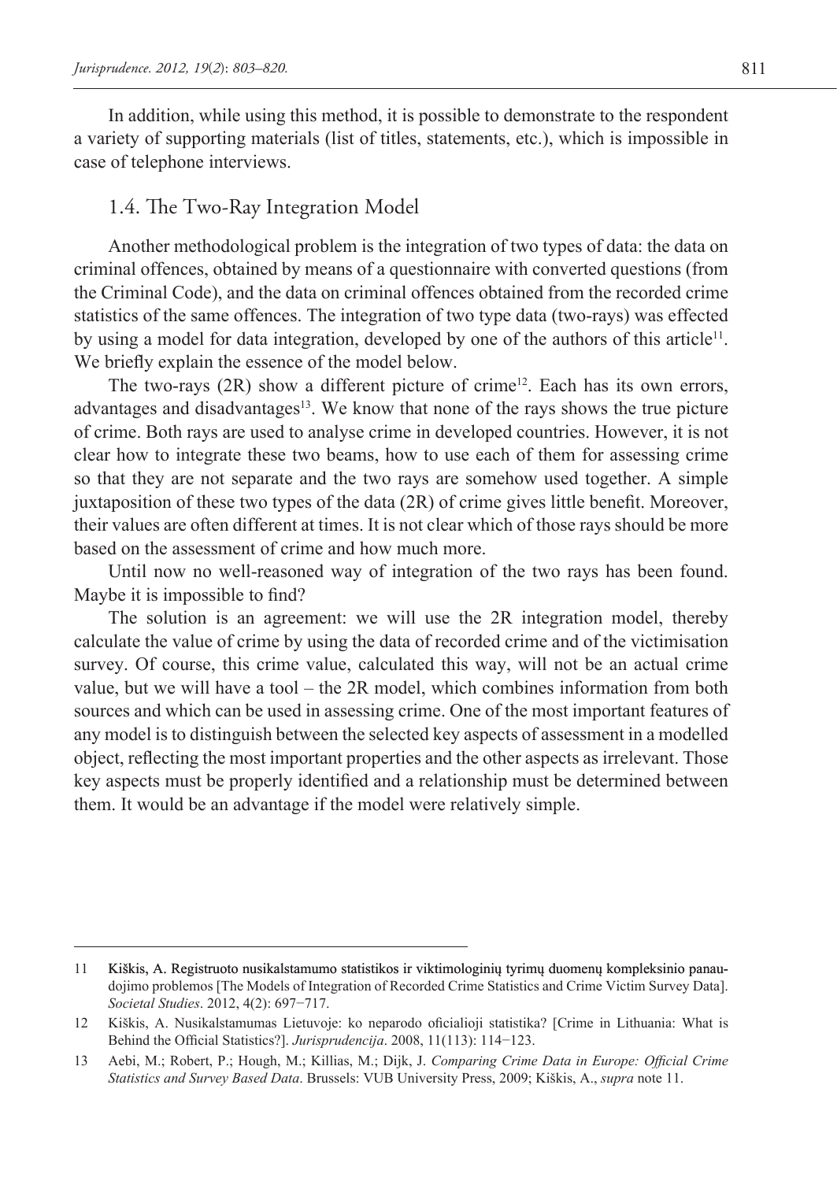In addition, while using this method, it is possible to demonstrate to the respondent a variety of supporting materials (list of titles, statements, etc.), which is impossible in case of telephone interviews.

### 1.4. The Two-Ray Integration Model

Another methodological problem is the integration of two types of data: the data on criminal offences, obtained by means of a questionnaire with converted questions (from the Criminal Code), and the data on criminal offences obtained from the recorded crime statistics of the same offences. The integration of two type data (two-rays) was effected by using a model for data integration, developed by one of the authors of this article[11]. We briefly explain the essence of the model below.

The two-rays (2R) show a different picture of crime[12]. Each has its own errors, advantages and disadvantages[13]. We know that none of the rays shows the true picture of crime. Both rays are used to analyse crime in developed countries. However, it is not clear how to integrate these two beams, how to use each of them for assessing crime so that they are not separate and the two rays are somehow used together. A simple juxtaposition of these two types of the data (2R) of crime gives little benefit. Moreover, their values are often different at times. It is not clear which of those rays should be more based on the assessment of crime and how much more.

Until now no well-reasoned way of integration of the two rays has been found. Maybe it is impossible to find?

The solution is an agreement: we will use the 2R integration model, thereby calculate the value of crime by using the data of recorded crime and of the victimisation survey. Of course, this crime value, calculated this way, will not be an actual crime value, but we will have a tool – the 2R model, which combines information from both sources and which can be used in assessing crime. One of the most important features of any model is to distinguish between the selected key aspects of assessment in a modelled object, reflecting the most important properties and the other aspects as irrelevant. Those key aspects must be properly identified and a relationship must be determined between them. It would be an advantage if the model were relatively simple.

---

11 Kiškis, A. Registruoto nusikalstamumo statistikos ir viktimologinių tyrimų duomenų kompleksinio panaudojimo problemos [The Models of Integration of Recorded Crime Statistics and Crime Victim Survey Data]. *Societal Studies*. 2012, 4(2): 697−717.

12 Kiškis, A. Nusikalstamumas Lietuvoje: ko neparodo oficialioji statistika? [Crime in Lithuania: What is Behind the Official Statistics?]. *Jurisprudencija*. 2008, 11(113): 114−123.

13 Aebi, M.; Robert, P.; Hough, M.; Killias, M.; Dijk, J. *Comparing Crime Data in Europe: Official Crime Statistics and Survey Based Data*. Brussels: VUB University Press, 2009; Kiškis, A., *supra* note 11.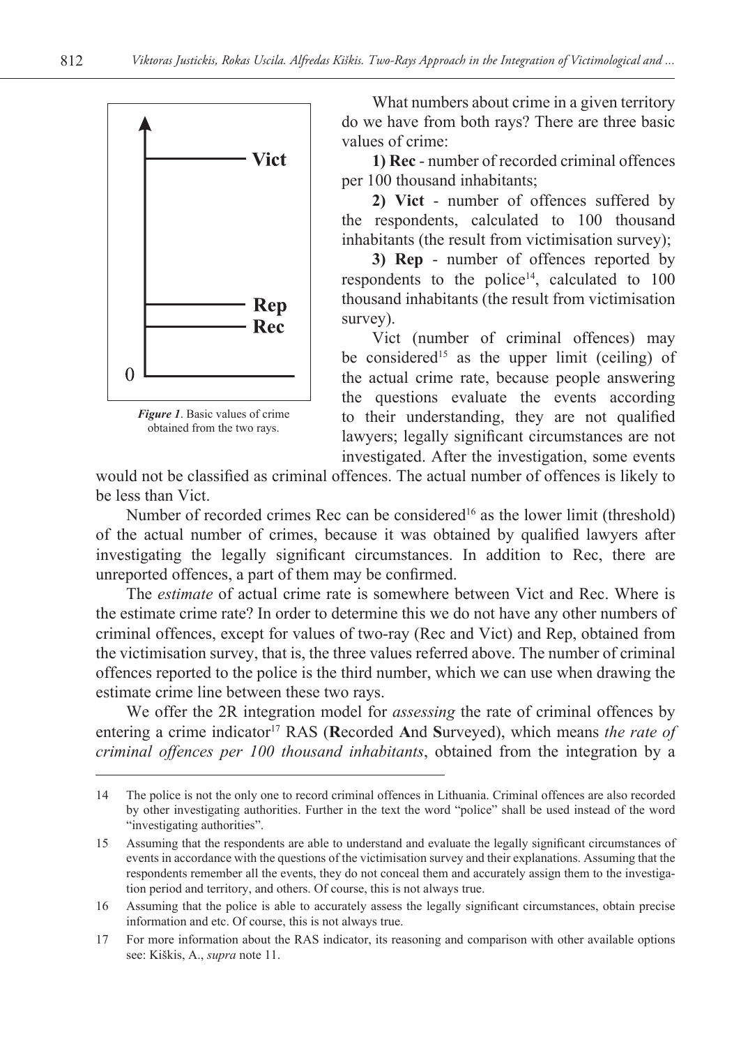*Figure 1*. Basic values of crime obtained from the two rays.

What numbers about crime in a given territory do we have from both rays? There are three basic values of crime:

**1) Rec** - number of recorded criminal offences per 100 thousand inhabitants;

**2) Vict** - number of offences suffered by the respondents, calculated to 100 thousand inhabitants (the result from victimisation survey);

**3) Rep** - number of offences reported by respondents to the police[14], calculated to 100 thousand inhabitants (the result from victimisation survey).

Vict (number of criminal offences) may be considered[15] as the upper limit (ceiling) of the actual crime rate, because people answering the questions evaluate the events according to their understanding, they are not qualified lawyers; legally significant circumstances are not investigated. After the investigation, some events would not be classified as criminal offences. The actual number of offences is likely to be less than Vict.

Number of recorded crimes Rec can be considered[16] as the lower limit (threshold) of the actual number of crimes, because it was obtained by qualified lawyers after investigating the legally significant circumstances. In addition to Rec, there are unreported offences, a part of them may be confirmed.

The *estimate* of actual crime rate is somewhere between Vict and Rec. Where is the estimate crime rate? In order to determine this we do not have any other numbers of criminal offences, except for values of two-ray (Rec and Vict) and Rep, obtained from the victimisation survey, that is, the three values referred above. The number of criminal offences reported to the police is the third number, which we can use when drawing the estimate crime line between these two rays.

We offer the 2R integration model for *assessing* the rate of criminal offences by entering a crime indicator[17] RAS (**R**ecorded **A**nd **S**urveyed), which means *the rate of criminal offences per 100 thousand inhabitants*, obtained from the integration by a

---

14 The police is not the only one to record criminal offences in Lithuania. Criminal offences are also recorded by other investigating authorities. Further in the text the word "police" shall be used instead of the word "investigating authorities".

15 Assuming that the respondents are able to understand and evaluate the legally significant circumstances of events in accordance with the questions of the victimisation survey and their explanations. Assuming that the respondents remember all the events, they do not conceal them and accurately assign them to the investigation period and territory, and others. Of course, this is not always true.

16 Assuming that the police is able to accurately assess the legally significant circumstances, obtain precise information and etc. Of course, this is not always true.

17 For more information about the RAS indicator, its reasoning and comparison with other available options see: Kiškis, A., *supra* note 11.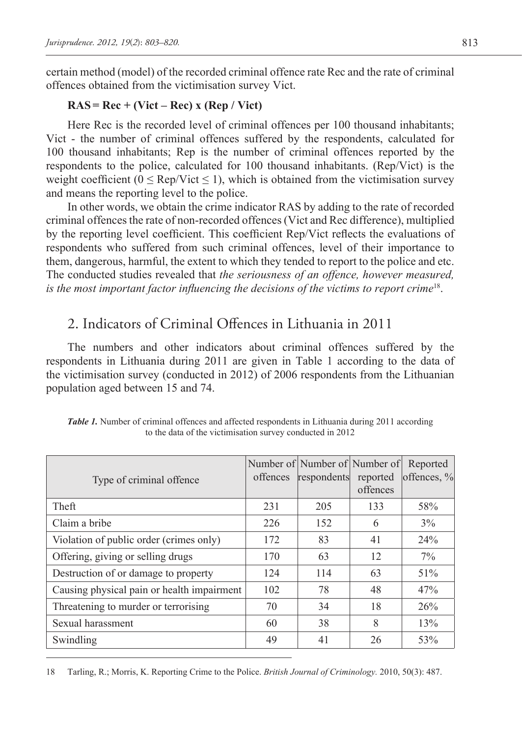certain method (model) of the recorded criminal offence rate Rec and the rate of criminal offences obtained from the victimisation survey Vict.

$$\mathbf{RAS = Rec + (Vict - Rec) \times (Rep / Vict)}$$

Here Rec is the recorded level of criminal offences per 100 thousand inhabitants; Vict - the number of criminal offences suffered by the respondents, calculated for 100 thousand inhabitants; Rep is the number of criminal offences reported by the respondents to the police, calculated for 100 thousand inhabitants. (Rep/Vict) is the weight coefficient ($0 \leq Rep/Vict \leq 1$), which is obtained from the victimisation survey and means the reporting level to the police.

In other words, we obtain the crime indicator RAS by adding to the rate of recorded criminal offences the rate of non-recorded offences (Vict and Rec difference), multiplied by the reporting level coefficient. This coefficient Rep/Vict reflects the evaluations of respondents who suffered from such criminal offences, level of their importance to them, dangerous, harmful, the extent to which they tended to report to the police and etc. The conducted studies revealed that *the seriousness of an offence, however measured, is the most important factor influencing the decisions of the victims to report crime*[18].

## 2. Indicators of Criminal Offences in Lithuania in 2011

The numbers and other indicators about criminal offences suffered by the respondents in Lithuania during 2011 are given in Table 1 according to the data of the victimisation survey (conducted in 2012) of 2006 respondents from the Lithuanian population aged between 15 and 74.

***Table 1.*** Number of criminal offences and affected respondents in Lithuania during 2011 according to the data of the victimisation survey conducted in 2012

| Type of criminal offence | Number of offences | Number of respondents | Number of reported offences | Reported offences, % |
|---|---|---|---|---|
| Theft | 231 | 205 | 133 | 58% |
| Claim a bribe | 226 | 152 | 6 | 3% |
| Violation of public order (crimes only) | 172 | 83 | 41 | 24% |
| Offering, giving or selling drugs | 170 | 63 | 12 | 7% |
| Destruction of or damage to property | 124 | 114 | 63 | 51% |
| Causing physical pain or health impairment | 102 | 78 | 48 | 47% |
| Threatening to murder or terrorising | 70 | 34 | 18 | 26% |
| Sexual harassment | 60 | 38 | 8 | 13% |
| Swindling | 49 | 41 | 26 | 53% |

18 Tarling, R.; Morris, K. Reporting Crime to the Police. *British Journal of Criminology.* 2010, 50(3): 487.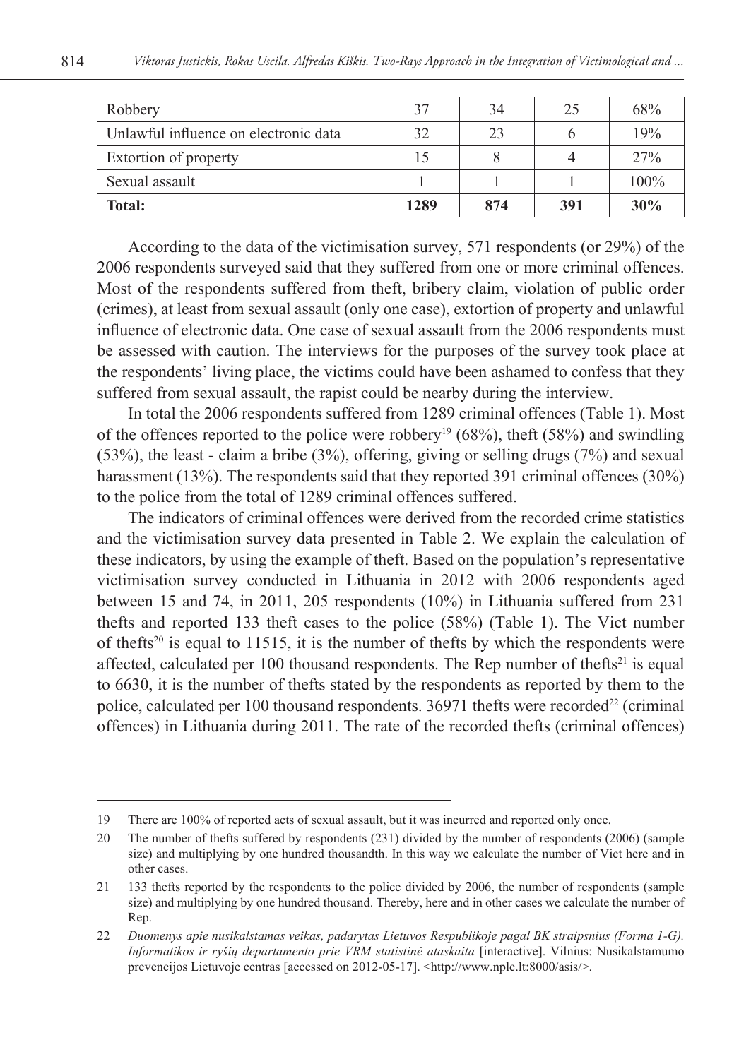| Robbery | 37 | 34 | 25 | 68% |
|---|---|---|---|---|
| Unlawful influence on electronic data | 32 | 23 | 6 | 19% |
| Extortion of property | 15 | 8 | 4 | 27% |
| Sexual assault | 1 | 1 | 1 | 100% |
| **Total:** | **1289** | **874** | **391** | **30%** |

According to the data of the victimisation survey, 571 respondents (or 29%) of the 2006 respondents surveyed said that they suffered from one or more criminal offences. Most of the respondents suffered from theft, bribery claim, violation of public order (crimes), at least from sexual assault (only one case), extortion of property and unlawful influence of electronic data. One case of sexual assault from the 2006 respondents must be assessed with caution. The interviews for the purposes of the survey took place at the respondents' living place, the victims could have been ashamed to confess that they suffered from sexual assault, the rapist could be nearby during the interview.

In total the 2006 respondents suffered from 1289 criminal offences (Table 1). Most of the offences reported to the police were robbery[19] (68%), theft (58%) and swindling (53%), the least - claim a bribe (3%), offering, giving or selling drugs (7%) and sexual harassment (13%). The respondents said that they reported 391 criminal offences (30%) to the police from the total of 1289 criminal offences suffered.

The indicators of criminal offences were derived from the recorded crime statistics and the victimisation survey data presented in Table 2. We explain the calculation of these indicators, by using the example of theft. Based on the population's representative victimisation survey conducted in Lithuania in 2012 with 2006 respondents aged between 15 and 74, in 2011, 205 respondents (10%) in Lithuania suffered from 231 thefts and reported 133 theft cases to the police (58%) (Table 1). The Vict number of thefts[20] is equal to 11515, it is the number of thefts by which the respondents were affected, calculated per 100 thousand respondents. The Rep number of thefts[21] is equal to 6630, it is the number of thefts stated by the respondents as reported by them to the police, calculated per 100 thousand respondents. 36971 thefts were recorded[22] (criminal offences) in Lithuania during 2011. The rate of the recorded thefts (criminal offences)

---

19 There are 100% of reported acts of sexual assault, but it was incurred and reported only once.

20 The number of thefts suffered by respondents (231) divided by the number of respondents (2006) (sample size) and multiplying by one hundred thousandth. In this way we calculate the number of Vict here and in other cases.

21 133 thefts reported by the respondents to the police divided by 2006, the number of respondents (sample size) and multiplying by one hundred thousand. Thereby, here and in other cases we calculate the number of Rep.

22 *Duomenys apie nusikalstamas veikas, padarytas Lietuvos Respublikoje pagal BK straipsnius (Forma 1-G). Informatikos ir ryšių departamento prie VRM statistinė ataskaita* [interactive]. Vilnius: Nusikalstamumo prevencijos Lietuvoje centras [accessed on 2012-05-17]. <http://www.nplc.lt:8000/asis/>.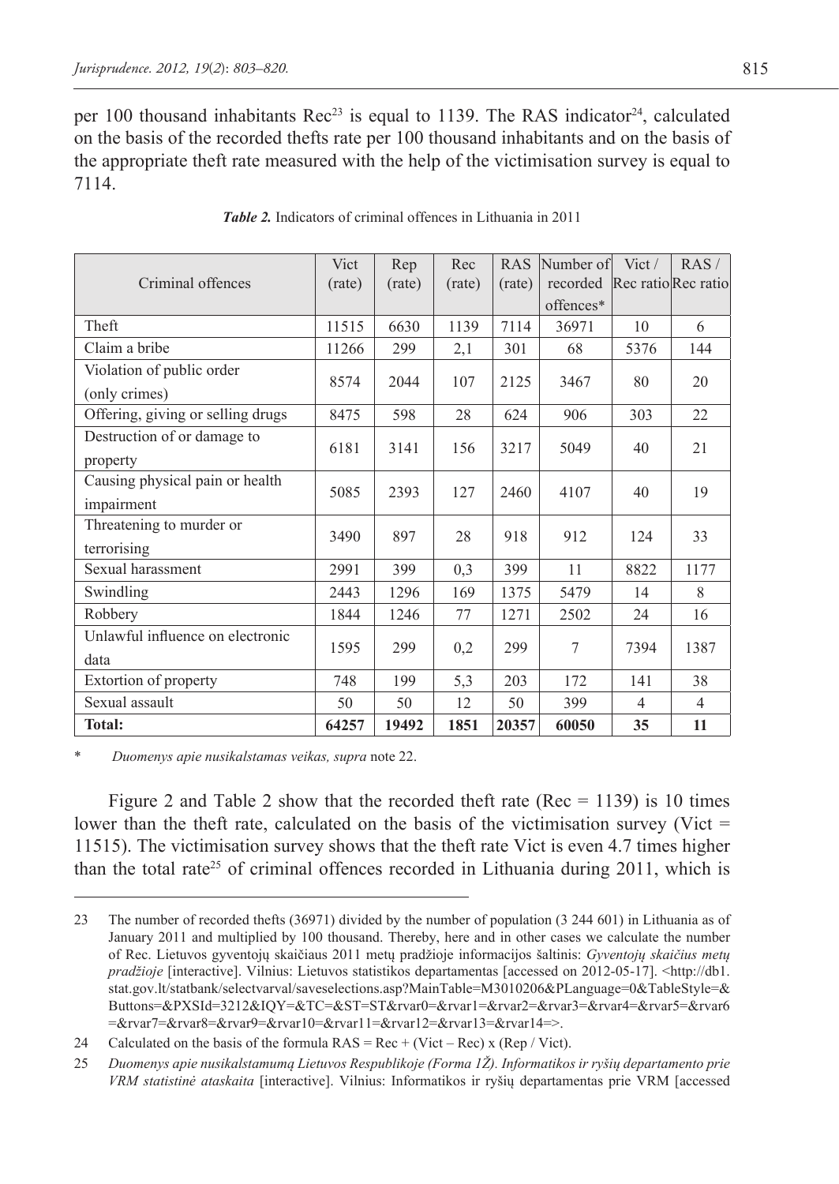per 100 thousand inhabitants Rec[23] is equal to 1139. The RAS indicator[24], calculated on the basis of the recorded thefts rate per 100 thousand inhabitants and on the basis of the appropriate theft rate measured with the help of the victimisation survey is equal to 7114.

***Table 2.*** Indicators of criminal offences in Lithuania in 2011

| Criminal offences | Vict (rate) | Rep (rate) | Rec (rate) | RAS (rate) | Number of recorded offences* | Vict / Rec ratio | RAS / Rec ratio |
|---|---|---|---|---|---|---|---|
| Theft | 11515 | 6630 | 1139 | 7114 | 36971 | 10 | 6 |
| Claim a bribe | 11266 | 299 | 2,1 | 301 | 68 | 5376 | 144 |
| Violation of public order (only crimes) | 8574 | 2044 | 107 | 2125 | 3467 | 80 | 20 |
| Offering, giving or selling drugs | 8475 | 598 | 28 | 624 | 906 | 303 | 22 |
| Destruction of or damage to property | 6181 | 3141 | 156 | 3217 | 5049 | 40 | 21 |
| Causing physical pain or health impairment | 5085 | 2393 | 127 | 2460 | 4107 | 40 | 19 |
| Threatening to murder or terrorising | 3490 | 897 | 28 | 918 | 912 | 124 | 33 |
| Sexual harassment | 2991 | 399 | 0,3 | 399 | 11 | 8822 | 1177 |
| Swindling | 2443 | 1296 | 169 | 1375 | 5479 | 14 | 8 |
| Robbery | 1844 | 1246 | 77 | 1271 | 2502 | 24 | 16 |
| Unlawful influence on electronic data | 1595 | 299 | 0,2 | 299 | 7 | 7394 | 1387 |
| Extortion of property | 748 | 199 | 5,3 | 203 | 172 | 141 | 38 |
| Sexual assault | 50 | 50 | 12 | 50 | 399 | 4 | 4 |
| **Total:** | **64257** | **19492** | **1851** | **20357** | **60050** | **35** | **11** |

\* *Duomenys apie nusikalstamas veikas, supra* note 22.

Figure 2 and Table 2 show that the recorded theft rate (Rec = 1139) is 10 times lower than the theft rate, calculated on the basis of the victimisation survey (Vict = 11515). The victimisation survey shows that the theft rate Vict is even 4.7 times higher than the total rate[25] of criminal offences recorded in Lithuania during 2011, which is

---

23 The number of recorded thefts (36971) divided by the number of population (3 244 601) in Lithuania as of January 2011 and multiplied by 100 thousand. Thereby, here and in other cases we calculate the number of Rec. Lietuvos gyventojų skaičiaus 2011 metų pradžioje informacijos šaltinis: *Gyventojų skaičius metų pradžioje* [interactive]. Vilnius: Lietuvos statistikos departamentas [accessed on 2012-05-17]. <http://db1.stat.gov.lt/statbank/selectvarval/saveselections.asp?MainTable=M3010206&PLanguage=0&TableStyle=&Buttons=&PXSId=3212&IQY=&TC=&ST=ST&rvar0=&rvar1=&rvar2=&rvar3=&rvar4=&rvar5=&rvar6=&rvar7=&rvar8=&rvar9=&rvar10=&rvar11=&rvar12=&rvar13=&rvar14=>.

24 Calculated on the basis of the formula $RAS = Rec + (Vict – Rec) \times (Rep / Vict)$.

25 *Duomenys apie nusikalstamumą Lietuvos Respublikoje (Forma 1Ž). Informatikos ir ryšių departamento prie VRM statistinė ataskaita* [interactive]. Vilnius: Informatikos ir ryšių departamentas prie VRM [accessed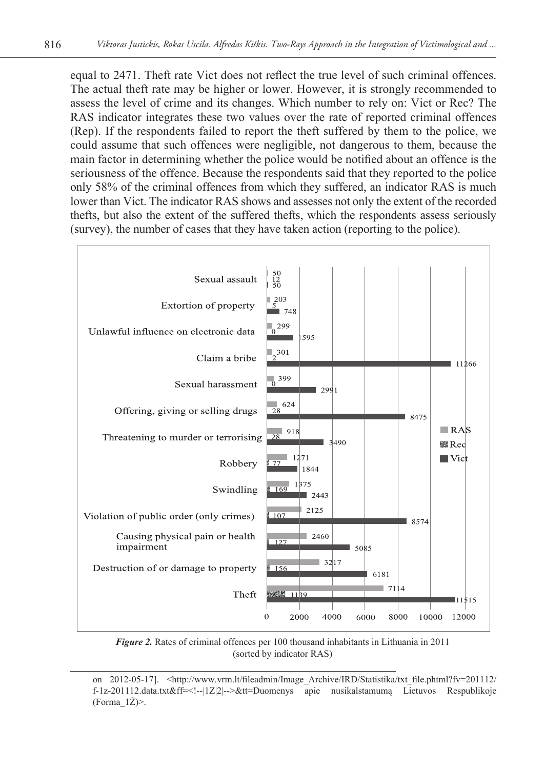equal to 2471. Theft rate Vict does not reflect the true level of such criminal offences. The actual theft rate may be higher or lower. However, it is strongly recommended to assess the level of crime and its changes. Which number to rely on: Vict or Rec? The RAS indicator integrates these two values over the rate of reported criminal offences (Rep). If the respondents failed to report the theft suffered by them to the police, we could assume that such offences were negligible, not dangerous to them, because the main factor in determining whether the police would be notified about an offence is the seriousness of the offence. Because the respondents said that they reported to the police only 58% of the criminal offences from which they suffered, an indicator RAS is much lower than Vict. The indicator RAS shows and assesses not only the extent of the recorded thefts, but also the extent of the suffered thefts, which the respondents assess seriously (survey), the number of cases that they have taken action (reporting to the police).

| | RAS | Rec | Vict |
|---|---|---|---|
| Sexual assault | 50 | 12 | 50 |
| Extortion of property | 203 | 5 | 748 |
| Unlawful influence on electronic data | 299 | 0 | 1595 |
| Claim a bribe | 301 | 2 | 11266 |
| Sexual harassment | 399 | 0 | 2991 |
| Offering, giving or selling drugs | 624 | 28 | 8475 |
| Threatening to murder or terrorising | 918 | 28 | 3490 |
| Robbery | 1271 | 77 | 1844 |
| Swindling | 1375 | 169 | 2443 |
| Violation of public order (only crimes) | 2125 | 107 | 8574 |
| Causing physical pain or health impairment | 2460 | 127 | 5085 |
| Destruction of or damage to property | 3217 | 156 | 6181 |
| Theft | 7114 | 1139 | 11515 |

***Figure 2.*** Rates of criminal offences per 100 thousand inhabitants in Lithuania in 2011 (sorted by indicator RAS)

---

on 2012-05-17]. <http://www.vrm.lt/fileadmin/Image_Archive/IRD/Statistika/txt_file.phtml?fv=201112/f-1z-201112.data.txt&ff=<!--|1Z|2|-->&tt=Duomenys apie nusikalstamumą Lietuvos Respublikoje (Forma_1Ž)>.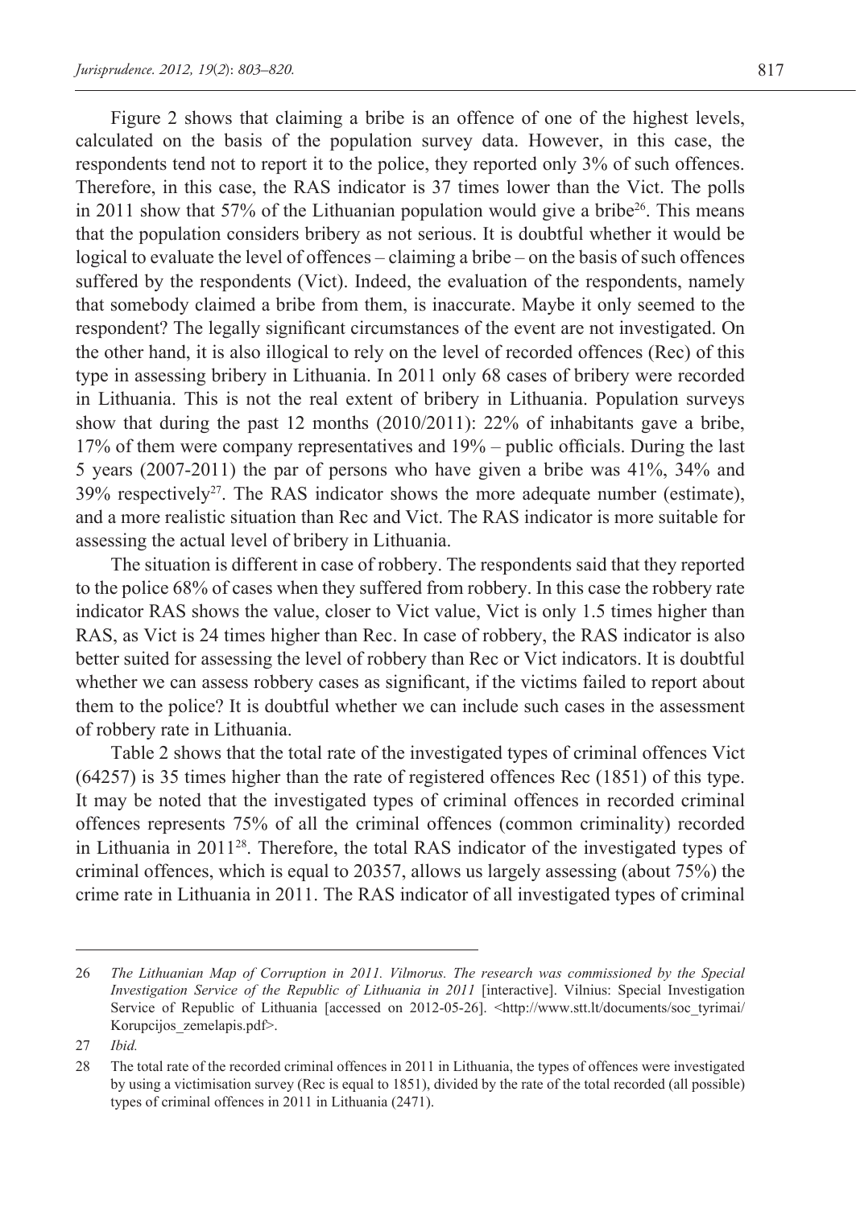Figure 2 shows that claiming a bribe is an offence of one of the highest levels, calculated on the basis of the population survey data. However, in this case, the respondents tend not to report it to the police, they reported only 3% of such offences. Therefore, in this case, the RAS indicator is 37 times lower than the Vict. The polls in 2011 show that 57% of the Lithuanian population would give a bribe[26]. This means that the population considers bribery as not serious. It is doubtful whether it would be logical to evaluate the level of offences – claiming a bribe – on the basis of such offences suffered by the respondents (Vict). Indeed, the evaluation of the respondents, namely that somebody claimed a bribe from them, is inaccurate. Maybe it only seemed to the respondent? The legally significant circumstances of the event are not investigated. On the other hand, it is also illogical to rely on the level of recorded offences (Rec) of this type in assessing bribery in Lithuania. In 2011 only 68 cases of bribery were recorded in Lithuania. This is not the real extent of bribery in Lithuania. Population surveys show that during the past 12 months (2010/2011): 22% of inhabitants gave a bribe, 17% of them were company representatives and 19% – public officials. During the last 5 years (2007-2011) the par of persons who have given a bribe was 41%, 34% and 39% respectively[27]. The RAS indicator shows the more adequate number (estimate), and a more realistic situation than Rec and Vict. The RAS indicator is more suitable for assessing the actual level of bribery in Lithuania.

The situation is different in case of robbery. The respondents said that they reported to the police 68% of cases when they suffered from robbery. In this case the robbery rate indicator RAS shows the value, closer to Vict value, Vict is only 1.5 times higher than RAS, as Vict is 24 times higher than Rec. In case of robbery, the RAS indicator is also better suited for assessing the level of robbery than Rec or Vict indicators. It is doubtful whether we can assess robbery cases as significant, if the victims failed to report about them to the police? It is doubtful whether we can include such cases in the assessment of robbery rate in Lithuania.

Table 2 shows that the total rate of the investigated types of criminal offences Vict (64257) is 35 times higher than the rate of registered offences Rec (1851) of this type. It may be noted that the investigated types of criminal offences in recorded criminal offences represents 75% of all the criminal offences (common criminality) recorded in Lithuania in 2011[28]. Therefore, the total RAS indicator of the investigated types of criminal offences, which is equal to 20357, allows us largely assessing (about 75%) the crime rate in Lithuania in 2011. The RAS indicator of all investigated types of criminal

---

26 *The Lithuanian Map of Corruption in 2011. Vilmorus. The research was commissioned by the Special Investigation Service of the Republic of Lithuania in 2011* [interactive]. Vilnius: Special Investigation Service of Republic of Lithuania [accessed on 2012-05-26]. <http://www.stt.lt/documents/soc_tyrimai/Korupcijos_zemelapis.pdf>.

27 *Ibid.*

28 The total rate of the recorded criminal offences in 2011 in Lithuania, the types of offences were investigated by using a victimisation survey (Rec is equal to 1851), divided by the rate of the total recorded (all possible) types of criminal offences in 2011 in Lithuania (2471).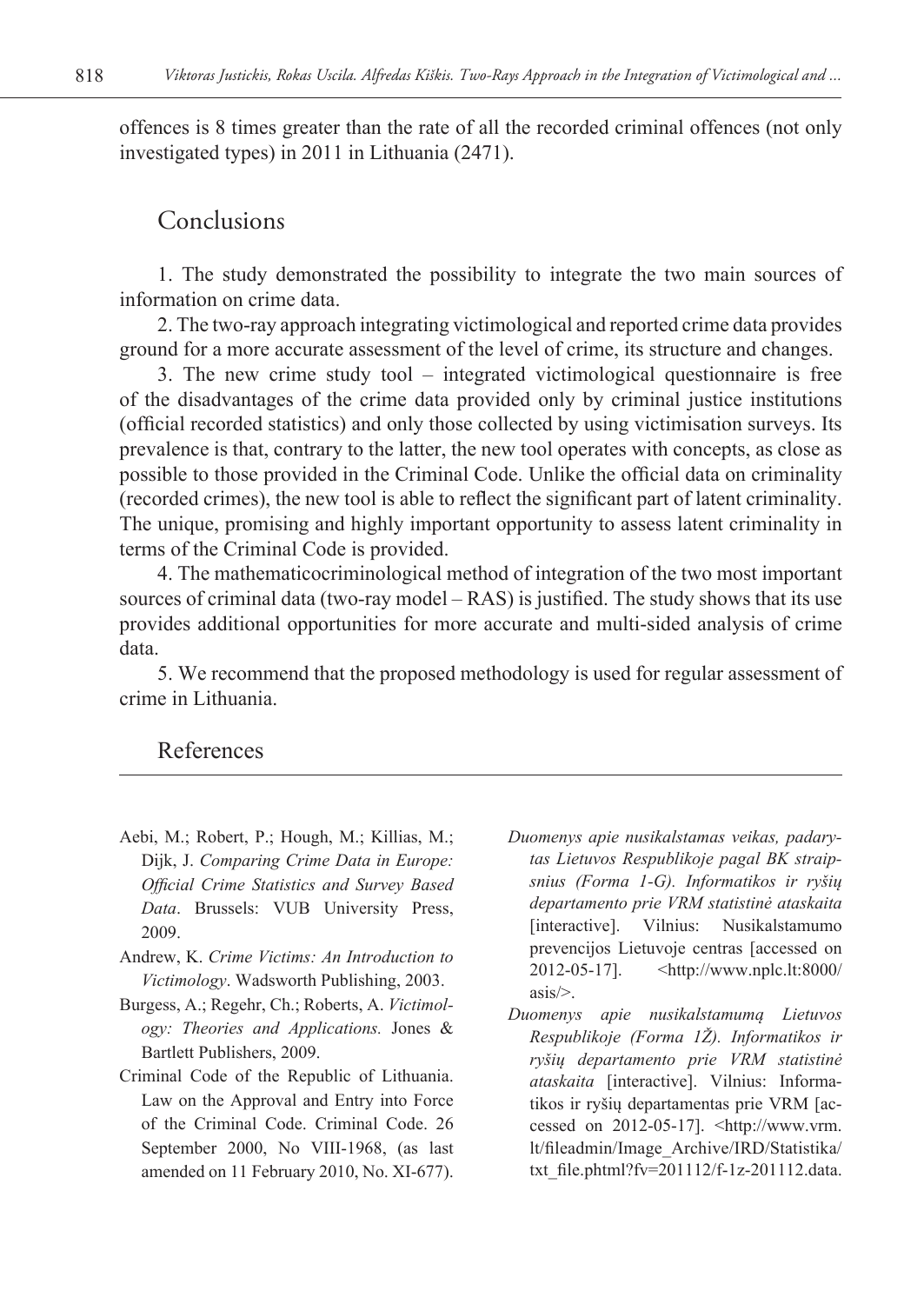offences is 8 times greater than the rate of all the recorded criminal offences (not only investigated types) in 2011 in Lithuania (2471).

## Conclusions

1. The study demonstrated the possibility to integrate the two main sources of information on crime data.

2. The two-ray approach integrating victimological and reported crime data provides ground for a more accurate assessment of the level of crime, its structure and changes.

3. The new crime study tool – integrated victimological questionnaire is free of the disadvantages of the crime data provided only by criminal justice institutions (official recorded statistics) and only those collected by using victimisation surveys. Its prevalence is that, contrary to the latter, the new tool operates with concepts, as close as possible to those provided in the Criminal Code. Unlike the official data on criminality (recorded crimes), the new tool is able to reflect the significant part of latent criminality. The unique, promising and highly important opportunity to assess latent criminality in terms of the Criminal Code is provided.

4. The mathematicocriminological method of integration of the two most important sources of criminal data (two-ray model – RAS) is justified. The study shows that its use provides additional opportunities for more accurate and multi-sided analysis of crime data.

5. We recommend that the proposed methodology is used for regular assessment of crime in Lithuania.

## References

Aebi, M.; Robert, P.; Hough, M.; Killias, M.; Dijk, J. *Comparing Crime Data in Europe: Official Crime Statistics and Survey Based Data*. Brussels: VUB University Press, 2009.

Andrew, K. *Crime Victims: An Introduction to Victimology*. Wadsworth Publishing, 2003.

Burgess, A.; Regehr, Ch.; Roberts, A. *Victimology: Theories and Applications.* Jones & Bartlett Publishers, 2009.

Criminal Code of the Republic of Lithuania. Law on the Approval and Entry into Force of the Criminal Code. Criminal Code. 26 September 2000, No VIII-1968, (as last amended on 11 February 2010, No. XI-677).

*Duomenys apie nusikalstamas veikas, padarytas Lietuvos Respublikoje pagal BK straipsnius (Forma 1-G). Informatikos ir ryšių departamento prie VRM statistinė ataskaita* [interactive]. Vilnius: Nusikalstamumo prevencijos Lietuvoje centras [accessed on 2012-05-17]. <http://www.nplc.lt:8000/asis/>.

*Duomenys apie nusikalstamumą Lietuvos Respublikoje (Forma 1Ž). Informatikos ir ryšių departamento prie VRM statistinė ataskaita* [interactive]. Vilnius: Informatikos ir ryšių departamentas prie VRM [accessed on 2012-05-17]. <http://www.vrm.lt/fileadmin/Image_Archive/IRD/Statistika/txt_file.phtml?fv=201112/f-1z-201112.data.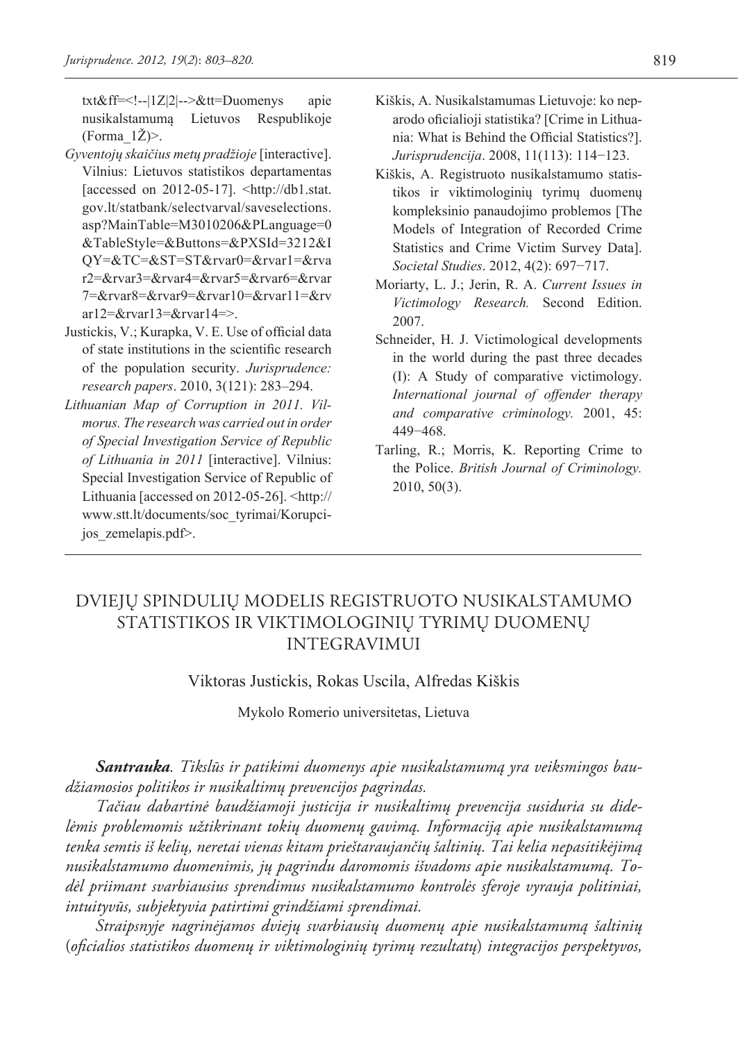txt&ff=<!--|1Z|2|-->&tt=Duomenys apie nusikalstamumą Lietuvos Respublikoje (Forma_1Ž)>.

*Gyventojų skaičius metų pradžioje* [interactive]. Vilnius: Lietuvos statistikos departamentas [accessed on 2012-05-17]. <http://db1.stat.gov.lt/statbank/selectvarval/saveselections.asp?MainTable=M3010206&PLanguage=0&TableStyle=&Buttons=&PXSId=3212&IQY=&TC=&ST=ST&rvar0=&rvar1=&rvar2=&rvar3=&rvar4=&rvar5=&rvar6=&rvar7=&rvar8=&rvar9=&rvar10=&rvar11=&rvar12=&rvar13=&rvar14=>.

Justickis, V.; Kurapka, V. E. Use of official data of state institutions in the scientific research of the population security. *Jurisprudence: research papers*. 2010, 3(121): 283–294.

*Lithuanian Map of Corruption in 2011. Vilmorus. The research was carried out in order of Special Investigation Service of Republic of Lithuania in 2011* [interactive]. Vilnius: Special Investigation Service of Republic of Lithuania [accessed on 2012-05-26]. <http://www.stt.lt/documents/soc_tyrimai/Korupcijos_zemelapis.pdf>.

Kiškis, A. Nusikalstamumas Lietuvoje: ko neparodo oficialioji statistika? [Crime in Lithuania: What is Behind the Official Statistics?]. *Jurisprudencija*. 2008, 11(113): 114−123.

Kiškis, A. Registruoto nusikalstamumo statistikos ir viktimologinių tyrimų duomenų kompleksinio panaudojimo problemos [The Models of Integration of Recorded Crime Statistics and Crime Victim Survey Data]. *Societal Studies*. 2012, 4(2): 697−717.

Moriarty, L. J.; Jerin, R. A. *Current Issues in Victimology Research.* Second Edition. 2007.

Schneider, H. J. Victimological developments in the world during the past three decades (I): A Study of comparative victimology. *International journal of offender therapy and comparative criminology.* 2001, 45: 449−468.

Tarling, R.; Morris, K. Reporting Crime to the Police. *British Journal of Criminology.* 2010, 50(3).

# DVIEJŲ SPINDULIŲ MODELIS REGISTRUOTO NUSIKALSTAMUMO STATISTIKOS IR VIKTIMOLOGINIŲ TYRIMŲ DUOMENŲ INTEGRAVIMUI

Viktoras Justickis, Rokas Uscila, Alfredas Kiškis

Mykolo Romerio universitetas, Lietuva

***Santrauka****. Tikslūs ir patikimi duomenys apie nusikalstamumą yra veiksmingos baudžiamosios politikos ir nusikaltimų prevencijos pagrindas.*

*Tačiau dabartinė baudžiamoji justicija ir nusikaltimų prevencija susiduria su didelėmis problemomis užtikrinant tokių duomenų gavimą. Informaciją apie nusikalstamumą tenka semtis iš kelių, neretai vienas kitam prieštaraujančių šaltinių. Tai kelia nepasitikėjimą nusikalstamumo duomenimis, jų pagrindu daromomis išvadoms apie nusikalstamumą. Todėl priimant svarbiausius sprendimus nusikalstamumo kontrolės sferoje vyrauja politiniai, intuityvūs, subjektyvia patirtimi grindžiami sprendimai.*

*Straipsnyje nagrinėjamos dviejų svarbiausių duomenų apie nusikalstamumą šaltinių (oficialios statistikos duomenų ir viktimologinių tyrimų rezultatų) integracijos perspektyvos,*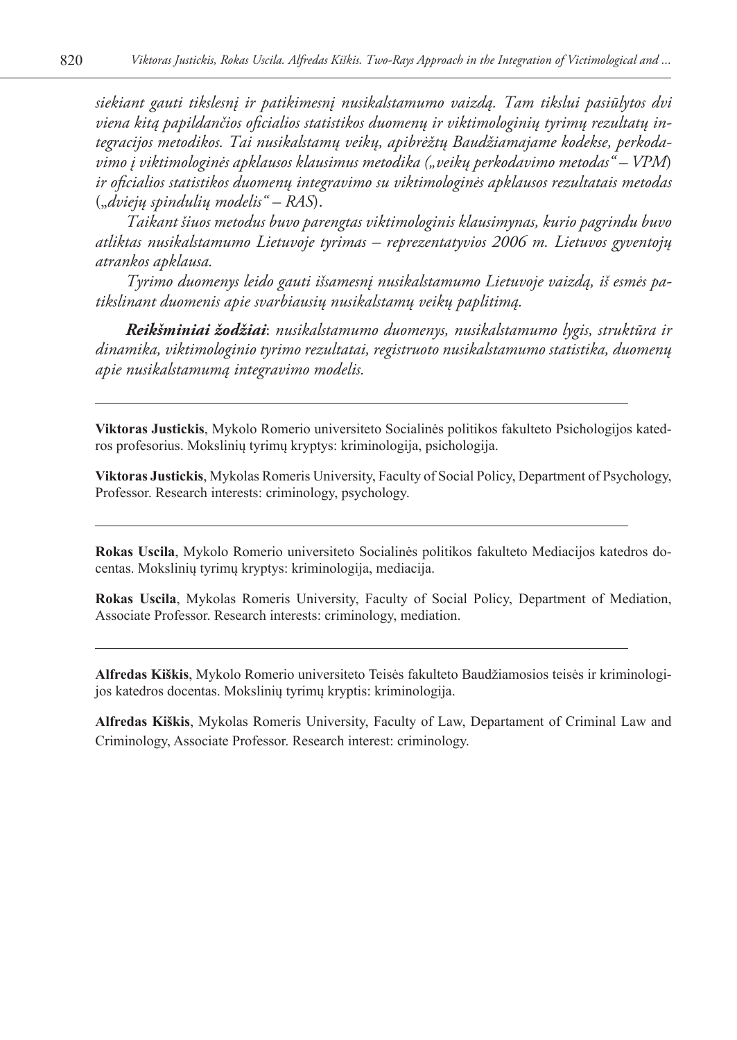*siekiant gauti tikslesnį ir patikimesnį nusikalstamumo vaizdą. Tam tikslui pasiūlytos dvi viena kitą papildančios oficialios statistikos duomenų ir viktimologinių tyrimų rezultatų integracijos metodikos. Tai nusikalstamų veikų, apibrėžtų Baudžiamajame kodekse, perkodavimo į viktimologinės apklausos klausimus metodika („veikų perkodavimo metodas" – VPM) ir oficialios statistikos duomenų integravimo su viktimologinės apklausos rezultatais metodas („dviejų spindulių modelis" – RAS).*

*Taikant šiuos metodus buvo parengtas viktimologinis klausimynas, kurio pagrindu buvo atliktas nusikalstamumo Lietuvoje tyrimas – reprezentatyvios 2006 m. Lietuvos gyventojų atrankos apklausa.*

*Tyrimo duomenys leido gauti išsamesnį nusikalstamumo Lietuvoje vaizdą, iš esmės patikslinant duomenis apie svarbiausių nusikalstamų veikų paplitimą.*

***Reikšminiai žodžiai***: *nusikalstamumo duomenys, nusikalstamumo lygis, struktūra ir dinamika, viktimologinio tyrimo rezultatai, registruoto nusikalstamumo statistika, duomenų apie nusikalstamumą integravimo modelis.*

---

**Viktoras Justickis**, Mykolo Romerio universiteto Socialinės politikos fakulteto Psichologijos katedros profesorius. Mokslinių tyrimų kryptys: kriminologija, psichologija.

**Viktoras Justickis**, Mykolas Romeris University, Faculty of Social Policy, Department of Psychology, Professor. Research interests: criminology, psychology.

---

**Rokas Uscila**, Mykolo Romerio universiteto Socialinės politikos fakulteto Mediacijos katedros docentas. Mokslinių tyrimų kryptys: kriminologija, mediacija.

**Rokas Uscila**, Mykolas Romeris University, Faculty of Social Policy, Department of Mediation, Associate Professor. Research interests: criminology, mediation.

---

**Alfredas Kiškis**, Mykolo Romerio universiteto Teisės fakulteto Baudžiamosios teisės ir kriminologijos katedros docentas. Mokslinių tyrimų kryptis: kriminologija.

**Alfredas Kiškis**, Mykolas Romeris University, Faculty of Law, Departament of Criminal Law and Criminology, Associate Professor. Research interest: criminology.